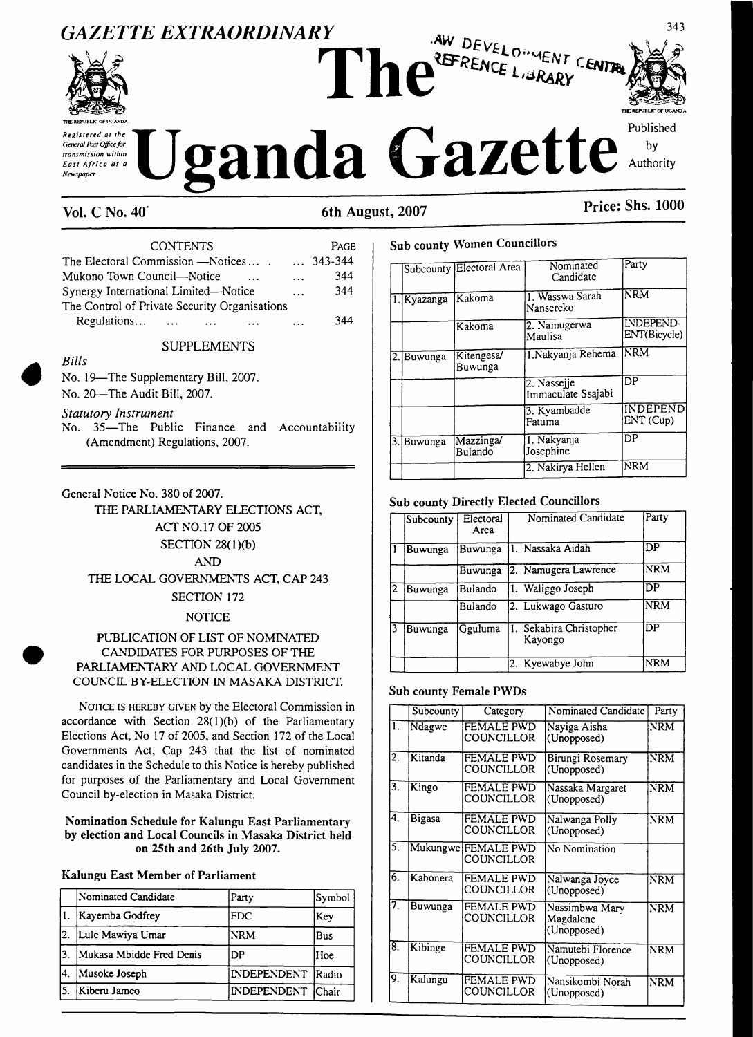# GAZETTE EXTRAORDINARY

# The Uganda Gazette

Registered at the General Post Office for transmission within East Africa as a Newspaper

Published by Authority

**Vol. C No. 40** **6th August, 2007** **Price: Shs. 1000**

| CONTENTS | PAGE |
|---|---|
| The Electoral Commission —Notices... | 343-344 |
| Mukono Town Council—Notice ... ... | 344 |
| Synergy International Limited—Notice ... | 344 |
| The Control of Private Security Organisations Regulations... | 344 |

SUPPLEMENTS

*Bills*

No. 19—The Supplementary Bill, 2007.

No. 20—The Audit Bill, 2007.

*Statutory Instrument*

No. 35—The Public Finance and Accountability (Amendment) Regulations, 2007.

---

General Notice No. 380 of 2007.

THE PARLIAMENTARY ELECTIONS ACT, ACT NO.17 OF 2005

SECTION 28(1)(b)

AND

THE LOCAL GOVERNMENTS ACT, CAP 243

SECTION 172

NOTICE

PUBLICATION OF LIST OF NOMINATED CANDIDATES FOR PURPOSES OF THE PARLIAMENTARY AND LOCAL GOVERNMENT COUNCIL BY-ELECTION IN MASAKA DISTRICT.

NOTICE IS HEREBY GIVEN by the Electoral Commission in accordance with Section 28(1)(b) of the Parliamentary Elections Act, No 17 of 2005, and Section 172 of the Local Governments Act, Cap 243 that the list of nominated candidates in the Schedule to this Notice is hereby published for purposes of the Parliamentary and Local Government Council by-election in Masaka District.

**Nomination Schedule for Kalungu East Parliamentary by election and Local Councils in Masaka District held on 25th and 26th July 2007.**

**Kalungu East Member of Parliament**

| | Nominated Candidate | Party | Symbol |
|---|---|---|---|
| 1. | Kayemba Godfrey | FDC | Key |
| 2. | Lule Mawiya Umar | NRM | Bus |
| 3. | Mukasa Mbidde Fred Denis | DP | Hoe |
| 4. | Musoke Joseph | INDEPENDENT | Radio |
| 5. | Kiberu Jameo | INDEPENDENT | Chair |

**Sub county Women Councillors**

| | Subcounty | Electoral Area | Nominated Candidate | Party |
|---|---|---|---|---|
| 1. | Kyazanga | Kakoma | 1. Wasswa Sarah Nansereko | NRM |
| | | Kakoma | 2. Namugerwa Maulisa | INDEPENDENT(Bicycle) |
| 2. | Buwunga | Kitengesa/ Buwunga | 1.Nakyanja Rehema | NRM |
| | | | 2. Nassejje Immaculate Ssajabi | DP |
| | | | 3. Kyambadde Fatuma | INDEPENDENT (Cup) |
| 3. | Buwunga | Mazzinga/ Bulando | 1. Nakyanja Josephine | DP |
| | | | 2. Nakirya Hellen | NRM |

**Sub county Directly Elected Councillors**

| | Subcounty | Electoral Area | Nominated Candidate | Party |
|---|---|---|---|---|
| 1 | Buwunga | Buwunga | 1. Nassaka Aidah | DP |
| | | Buwunga | 2. Namugera Lawrence | NRM |
| 2 | Buwunga | Bulando | 1. Waliggo Joseph | DP |
| | | Bulando | 2. Lukwago Gasturo | NRM |
| 3 | Buwunga | Gguluma | 1. Sekabira Christopher Kayongo | DP |
| | | | 2. Kyewabye John | NRM |

**Sub county Female PWDs**

| | Subcounty | Category | Nominated Candidate | Party |
|---|---|---|---|---|
| 1. | Ndagwe | FEMALE PWD COUNCILLOR | Nayiga Aisha (Unopposed) | NRM |
| 2. | Kitanda | FEMALE PWD COUNCILLOR | Birungi Rosemary (Unopposed) | NRM |
| 3. | Kingo | FEMALE PWD COUNCILLOR | Nassaka Margaret (Unopposed) | NRM |
| 4. | Bigasa | FEMALE PWD COUNCILLOR | Nalwanga Polly (Unopposed) | NRM |
| 5. | Mukungwe | FEMALE PWD COUNCILLOR | No Nomination | |
| 6. | Kabonera | FEMALE PWD COUNCILLOR | Nalwanga Joyce (Unopposed) | NRM |
| 7. | Buwunga | FEMALE PWD COUNCILLOR | Nassimbwa Mary Magdalene (Unopposed) | NRM |
| 8. | Kibinge | FEMALE PWD COUNCILLOR | Namutebi Florence (Unopposed) | NRM |
| 9. | Kalungu | FEMALE PWD COUNCILLOR | Nansikombi Norah (Unopposed) | NRM |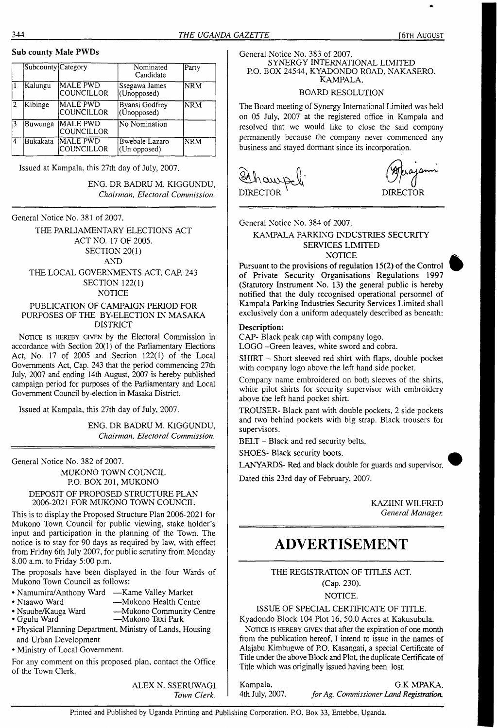**Sub county Male PWDs**

| | Subcounty | Category | Nominated Candidate | Party |
|---|---|---|---|---|
| 1 | Kalungu | MALE PWD COUNCILLOR | Ssegawa James (Unopposed) | NRM |
| 2 | Kibinge | MALE PWD COUNCILLOR | Byansi Godfrey (Unopposed) | NRM |
| 3 | Buwunga | MALE PWD COUNCILLOR | No Nomination | |
| 4 | Bukakata | MALE PWD COUNCILLOR | Bwebale Lazaro (Un opposed) | NRM |

Issued at Kampala, this 27th day of July, 2007.

ENG. DR BADRU M. KIGGUNDU,
*Chairman, Electoral Commission.*

---

General Notice No. 381 of 2007.

THE PARLIAMENTARY ELECTIONS ACT
ACT NO. 17 OF 2005.
SECTION 20(1)
AND
THE LOCAL GOVERNMENTS ACT, CAP. 243
SECTION 122(1)
NOTICE

PUBLICATION OF CAMPAIGN PERIOD FOR PURPOSES OF THE BY-ELECTION IN MASAKA DISTRICT

NOTICE IS HEREBY GIVEN by the Electoral Commission in accordance with Section 20(1) of the Parliamentary Elections Act, No. 17 of 2005 and Section 122(1) of the Local Governments Act, Cap. 243 that the period commencing 27th July, 2007 and ending 14th August, 2007 is hereby published campaign period for purposes of the Parliamentary and Local Government Council by-election in Masaka District.

Issued at Kampala, this 27th day of July, 2007.

ENG. DR BADRU M. KIGGUNDU,
*Chairman, Electoral Commission.*

---

General Notice No. 382 of 2007.

MUKONO TOWN COUNCIL
P.O. BOX 201, MUKONO

DEPOSIT OF PROPOSED STRUCTURE PLAN 2006-2021 FOR MUKONO TOWN COUNCIL

This is to display the Proposed Structure Plan 2006-2021 for Mukono Town Council for public viewing, stake holder's input and participation in the planning of the Town. The notice is to stay for 90 days as required by law, with effect from Friday 6th July 2007, for public scrutiny from Monday 8.00 a.m. to Friday 5:00 p.m.

The proposals have been displayed in the four Wards of Mukono Town Council as follows:

- Namumira/Anthony Ward —Kame Valley Market
- Ntaawo Ward —Mukono Health Centre
- Nsuube/Kauga Ward —Mukono Community Centre
- Ggulu Ward —Mukono Taxi Park
- Physical Planning Department, Ministry of Lands, Housing and Urban Development
- Ministry of Local Government.

For any comment on this proposed plan, contact the Office of the Town Clerk.

ALEX N. SSERUWAGI
*Town Clerk.*

---

General Notice No. 383 of 2007.

SYNERGY INTERNATIONAL LIMITED
P.O. BOX 24544, KYADONDO ROAD, NAKASERO, KAMPALA.

BOARD RESOLUTION

The Board meeting of Synergy International Limited was held on 05 July, 2007 at the registered office in Kampala and resolved that we would like to close the said company permanently because the company never commenced any business and stayed dormant since its incorporation.

DIRECTOR DIRECTOR

---

General Notice No. 384 of 2007.

KAMPALA PARKING INDUSTRIES SECURITY SERVICES LIMITED
NOTICE

Pursuant to the provisions of regulation 15(2) of the Control of Private Security Organisations Regulations 1997 (Statutory Instrument No. 13) the general public is hereby notified that the duly recognised operational personnel of Kampala Parking Industries Security Services Limited shall exclusively don a uniform adequately described as beneath:

**Description:**

CAP- Black peak cap with company logo.

LOGO –Green leaves, white sword and cobra.

SHIRT – Short sleeved red shirt with flaps, double pocket with company logo above the left hand side pocket.

Company name embroidered on both sleeves of the shirts, white pilot shirts for security supervisor with embroidery above the left hand pocket shirt.

TROUSER- Black pant with double pockets, 2 side pockets and two behind pockets with big strap. Black trousers for supervisors.

BELT – Black and red security belts.

SHOES- Black security boots.

LANYARDS- Red and black double for guards and supervisor.

Dated this 23rd day of February, 2007.

KAZIINI WILFRED
*General Manager.*

---

# ADVERTISEMENT

THE REGISTRATION OF TITLES ACT.
(Cap. 230).
NOTICE.

ISSUE OF SPECIAL CERTIFICATE OF TITLE.

Kyadondo Block 104 Plot 16, 50.0 Acres at Kakusubula.

NOTICE IS HEREBY GIVEN that after the expiration of one month from the publication hereof, I intend to issue in the names of Alajabu Kimbugwe of P.O. Kasangati, a special Certificate of Title under the above Block and Plot, the duplicate Certificate of Title which was originally issued having been lost.

Kampala,
4th July, 2007.

G.K MPAKA.
*for Ag. Commissioner Land Registration.*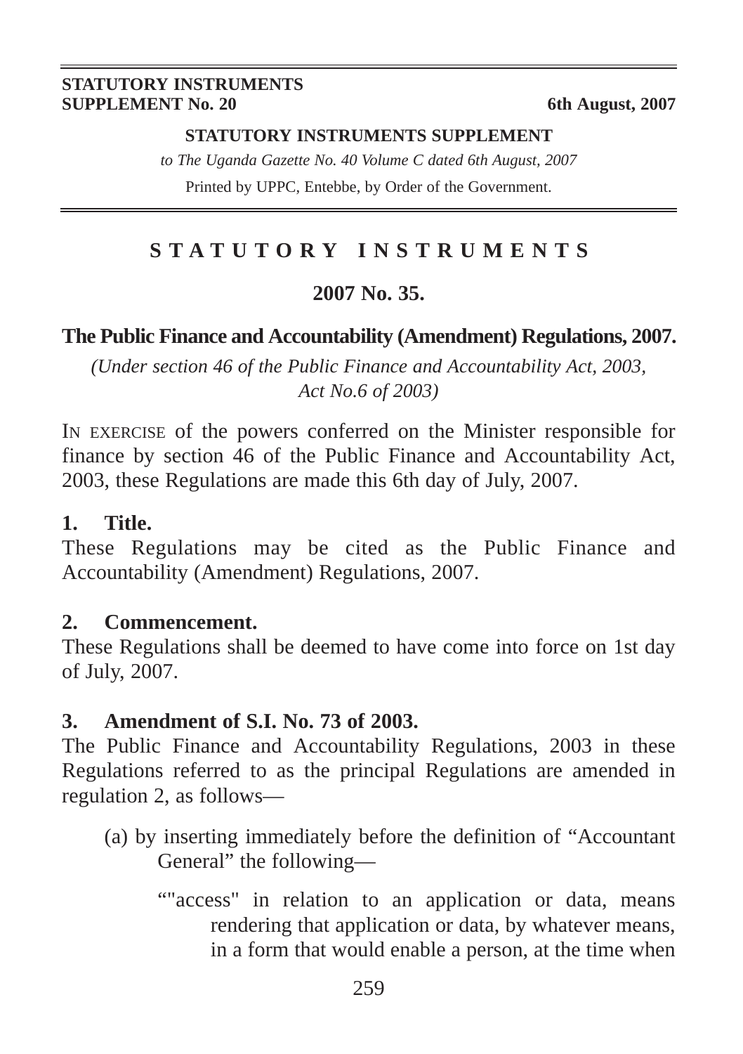STATUTORY INSTRUMENTS SUPPLEMENT No. 20 — 6th August, 2007

**STATUTORY INSTRUMENTS SUPPLEMENT**

*to The Uganda Gazette No. 40 Volume C dated 6th August, 2007*

Printed by UPPC, Entebbe, by Order of the Government.

# S T A T U T O R Y   I N S T R U M E N T S

## 2007 No. 35.

## The Public Finance and Accountability (Amendment) Regulations, 2007.

*(Under section 46 of the Public Finance and Accountability Act, 2003, Act No.6 of 2003)*

IN EXERCISE of the powers conferred on the Minister responsible for finance by section 46 of the Public Finance and Accountability Act, 2003, these Regulations are made this 6th day of July, 2007.

**1. Title.**

These Regulations may be cited as the Public Finance and Accountability (Amendment) Regulations, 2007.

**2. Commencement.**

These Regulations shall be deemed to have come into force on 1st day of July, 2007.

**3. Amendment of S.I. No. 73 of 2003.**

The Public Finance and Accountability Regulations, 2003 in these Regulations referred to as the principal Regulations are amended in regulation 2, as follows—

(a) by inserting immediately before the definition of "Accountant General" the following—

""access" in relation to an application or data, means rendering that application or data, by whatever means, in a form that would enable a person, at the time when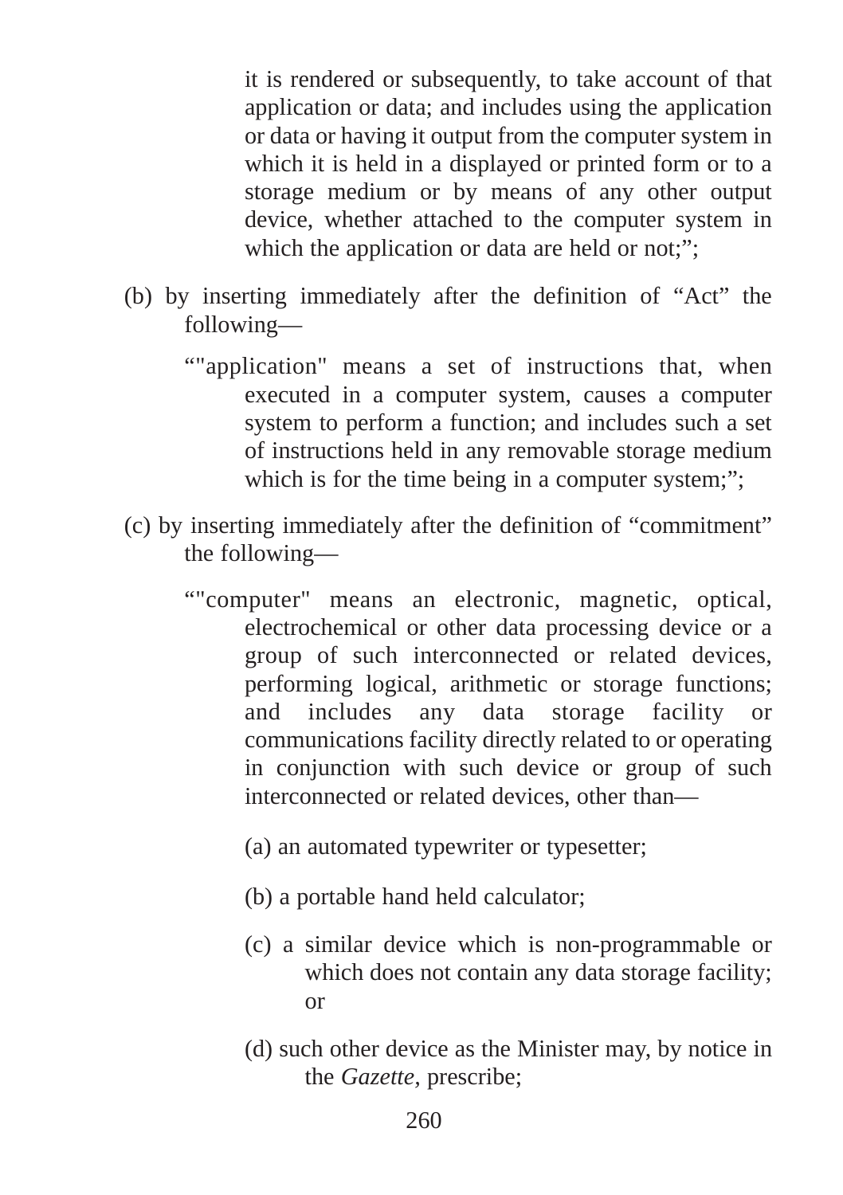it is rendered or subsequently, to take account of that application or data; and includes using the application or data or having it output from the computer system in which it is held in a displayed or printed form or to a storage medium or by means of any other output device, whether attached to the computer system in which the application or data are held or not;”;

(b) by inserting immediately after the definition of “Act” the following—

“"application" means a set of instructions that, when executed in a computer system, causes a computer system to perform a function; and includes such a set of instructions held in any removable storage medium which is for the time being in a computer system;”;

(c) by inserting immediately after the definition of “commitment” the following—

“"computer" means an electronic, magnetic, optical, electrochemical or other data processing device or a group of such interconnected or related devices, performing logical, arithmetic or storage functions; and includes any data storage facility or communications facility directly related to or operating in conjunction with such device or group of such interconnected or related devices, other than—

(a) an automated typewriter or typesetter;

(b) a portable hand held calculator;

(c) a similar device which is non-programmable or which does not contain any data storage facility; or

(d) such other device as the Minister may, by notice in the *Gazette*, prescribe;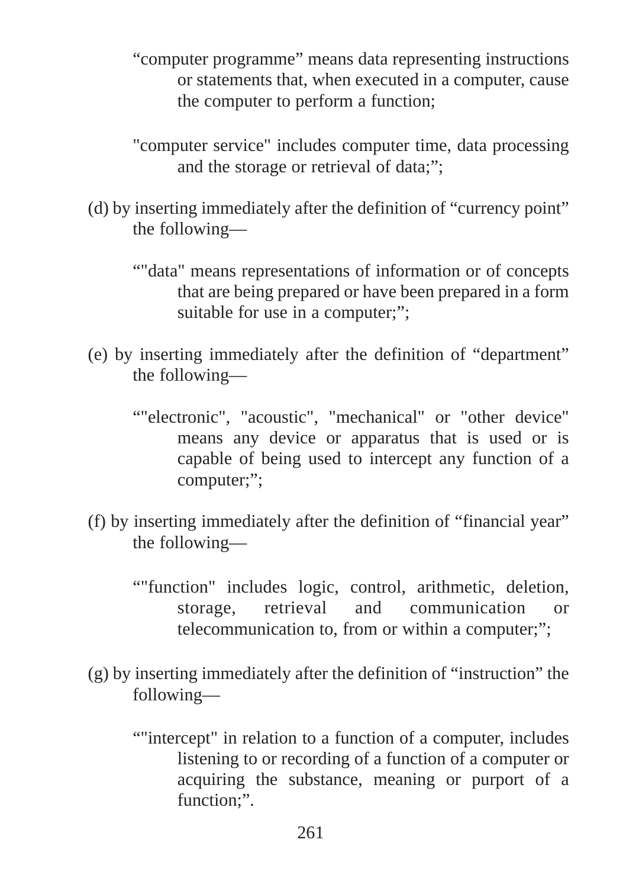“computer programme” means data representing instructions or statements that, when executed in a computer, cause the computer to perform a function;

"computer service" includes computer time, data processing and the storage or retrieval of data;”;

(d) by inserting immediately after the definition of “currency point” the following—

“"data" means representations of information or of concepts that are being prepared or have been prepared in a form suitable for use in a computer;”;

(e) by inserting immediately after the definition of “department” the following—

“"electronic", "acoustic", "mechanical" or "other device" means any device or apparatus that is used or is capable of being used to intercept any function of a computer;”;

(f) by inserting immediately after the definition of “financial year” the following—

“"function" includes logic, control, arithmetic, deletion, storage, retrieval and communication or telecommunication to, from or within a computer;”;

(g) by inserting immediately after the definition of “instruction” the following—

“"intercept" in relation to a function of a computer, includes listening to or recording of a function of a computer or acquiring the substance, meaning or purport of a function;”.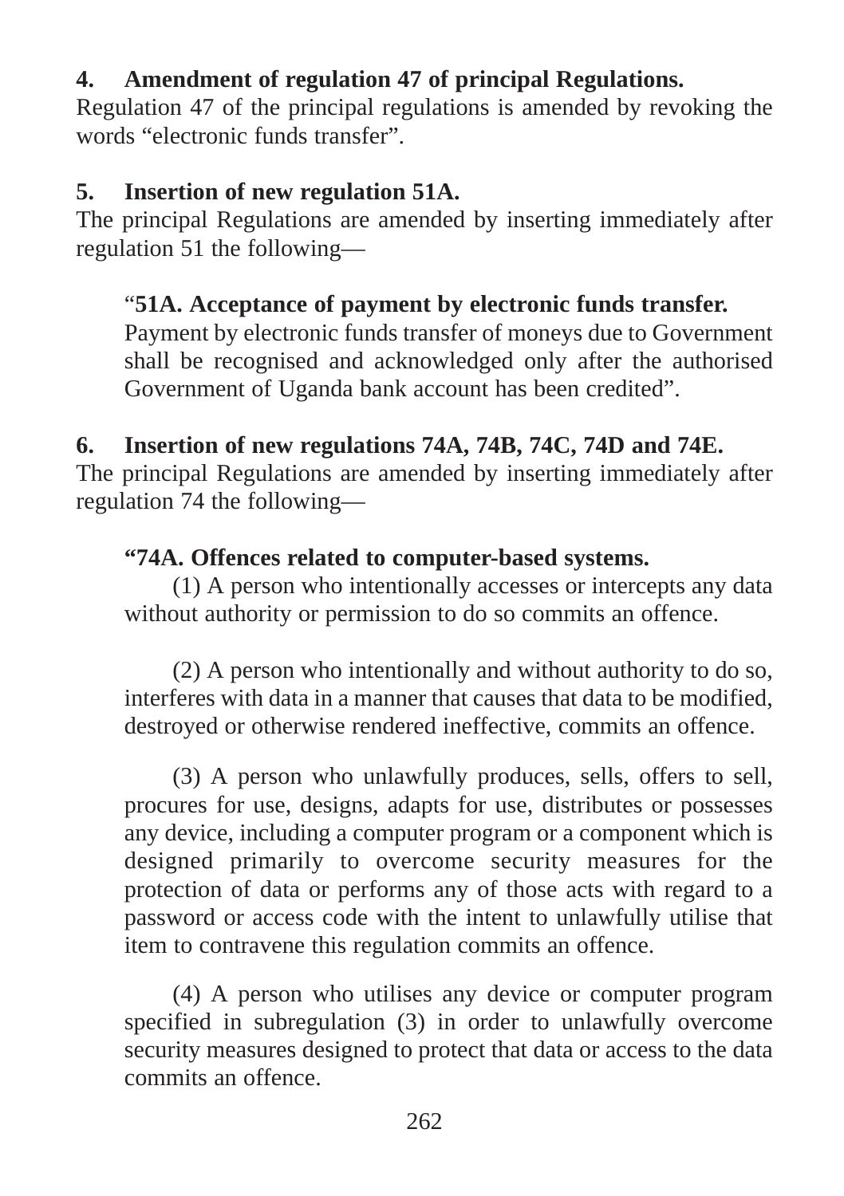**4. Amendment of regulation 47 of principal Regulations.**

Regulation 47 of the principal regulations is amended by revoking the words “electronic funds transfer”.

**5. Insertion of new regulation 51A.**

The principal Regulations are amended by inserting immediately after regulation 51 the following—

> “**51A. Acceptance of payment by electronic funds transfer.**
>
> Payment by electronic funds transfer of moneys due to Government shall be recognised and acknowledged only after the authorised Government of Uganda bank account has been credited”.

**6. Insertion of new regulations 74A, 74B, 74C, 74D and 74E.**

The principal Regulations are amended by inserting immediately after regulation 74 the following—

> **“74A. Offences related to computer-based systems.**
>
> (1) A person who intentionally accesses or intercepts any data without authority or permission to do so commits an offence.
>
> (2) A person who intentionally and without authority to do so, interferes with data in a manner that causes that data to be modified, destroyed or otherwise rendered ineffective, commits an offence.
>
> (3) A person who unlawfully produces, sells, offers to sell, procures for use, designs, adapts for use, distributes or possesses any device, including a computer program or a component which is designed primarily to overcome security measures for the protection of data or performs any of those acts with regard to a password or access code with the intent to unlawfully utilise that item to contravene this regulation commits an offence.
>
> (4) A person who utilises any device or computer program specified in subregulation (3) in order to unlawfully overcome security measures designed to protect that data or access to the data commits an offence.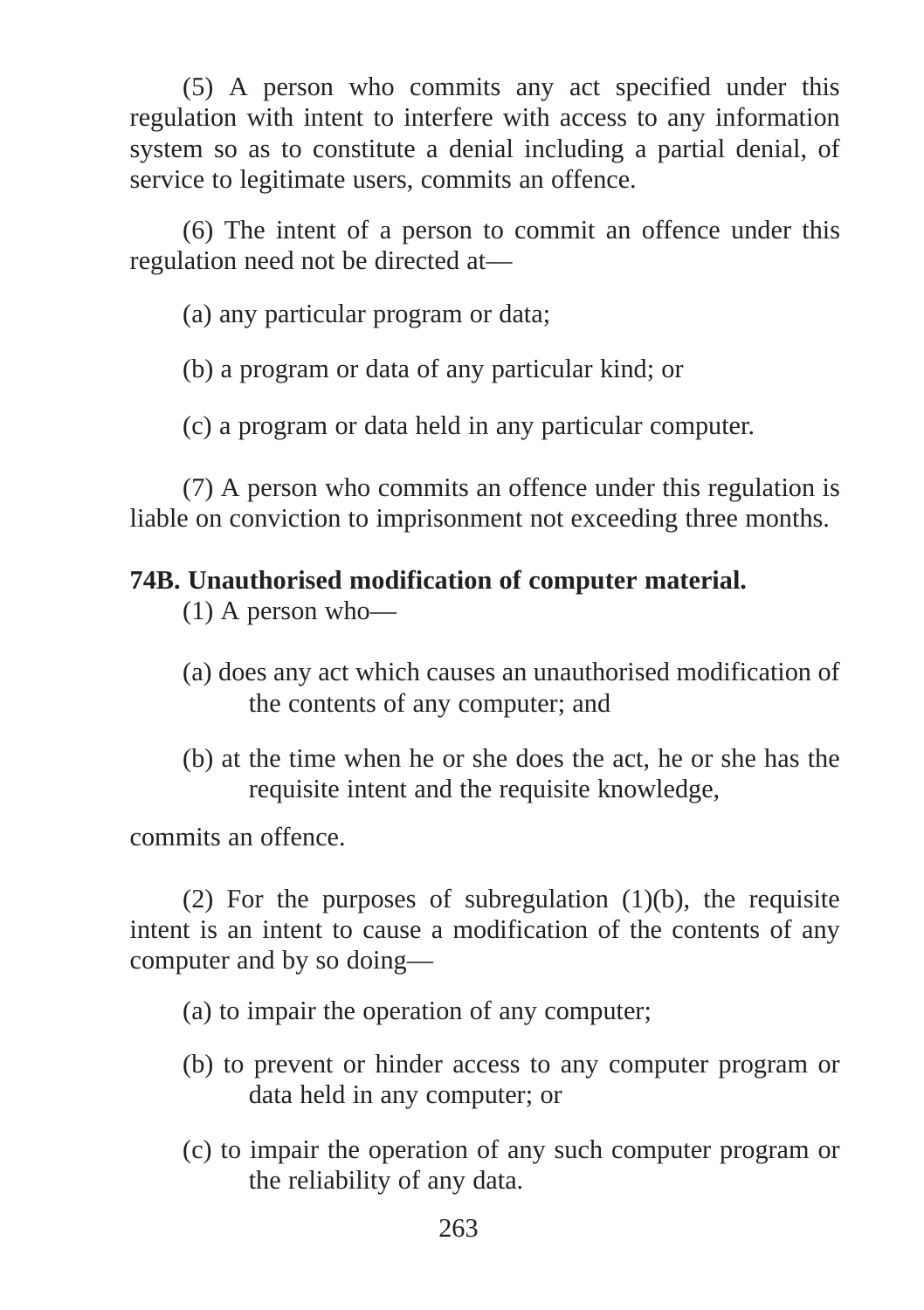(5) A person who commits any act specified under this regulation with intent to interfere with access to any information system so as to constitute a denial including a partial denial, of service to legitimate users, commits an offence.

(6) The intent of a person to commit an offence under this regulation need not be directed at—

(a) any particular program or data;

(b) a program or data of any particular kind; or

(c) a program or data held in any particular computer.

(7) A person who commits an offence under this regulation is liable on conviction to imprisonment not exceeding three months.

**74B. Unauthorised modification of computer material.**

(1) A person who—

(a) does any act which causes an unauthorised modification of the contents of any computer; and

(b) at the time when he or she does the act, he or she has the requisite intent and the requisite knowledge,

commits an offence.

(2) For the purposes of subregulation (1)(b), the requisite intent is an intent to cause a modification of the contents of any computer and by so doing—

(a) to impair the operation of any computer;

(b) to prevent or hinder access to any computer program or data held in any computer; or

(c) to impair the operation of any such computer program or the reliability of any data.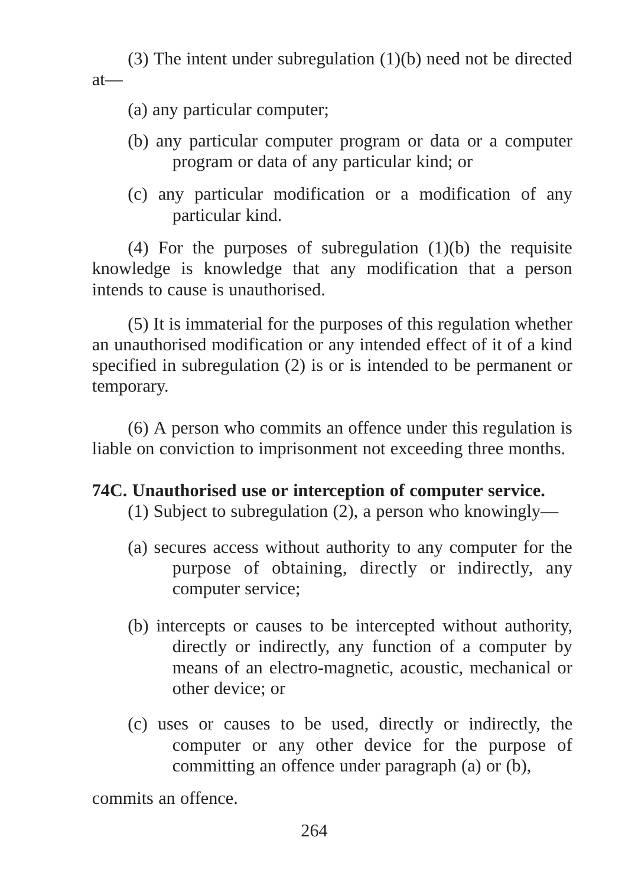(3) The intent under subregulation (1)(b) need not be directed at—

(a) any particular computer;

(b) any particular computer program or data or a computer program or data of any particular kind; or

(c) any particular modification or a modification of any particular kind.

(4) For the purposes of subregulation (1)(b) the requisite knowledge is knowledge that any modification that a person intends to cause is unauthorised.

(5) It is immaterial for the purposes of this regulation whether an unauthorised modification or any intended effect of it of a kind specified in subregulation (2) is or is intended to be permanent or temporary.

(6) A person who commits an offence under this regulation is liable on conviction to imprisonment not exceeding three months.

**74C. Unauthorised use or interception of computer service.**

(1) Subject to subregulation (2), a person who knowingly—

(a) secures access without authority to any computer for the purpose of obtaining, directly or indirectly, any computer service;

(b) intercepts or causes to be intercepted without authority, directly or indirectly, any function of a computer by means of an electro-magnetic, acoustic, mechanical or other device; or

(c) uses or causes to be used, directly or indirectly, the computer or any other device for the purpose of committing an offence under paragraph (a) or (b),

commits an offence.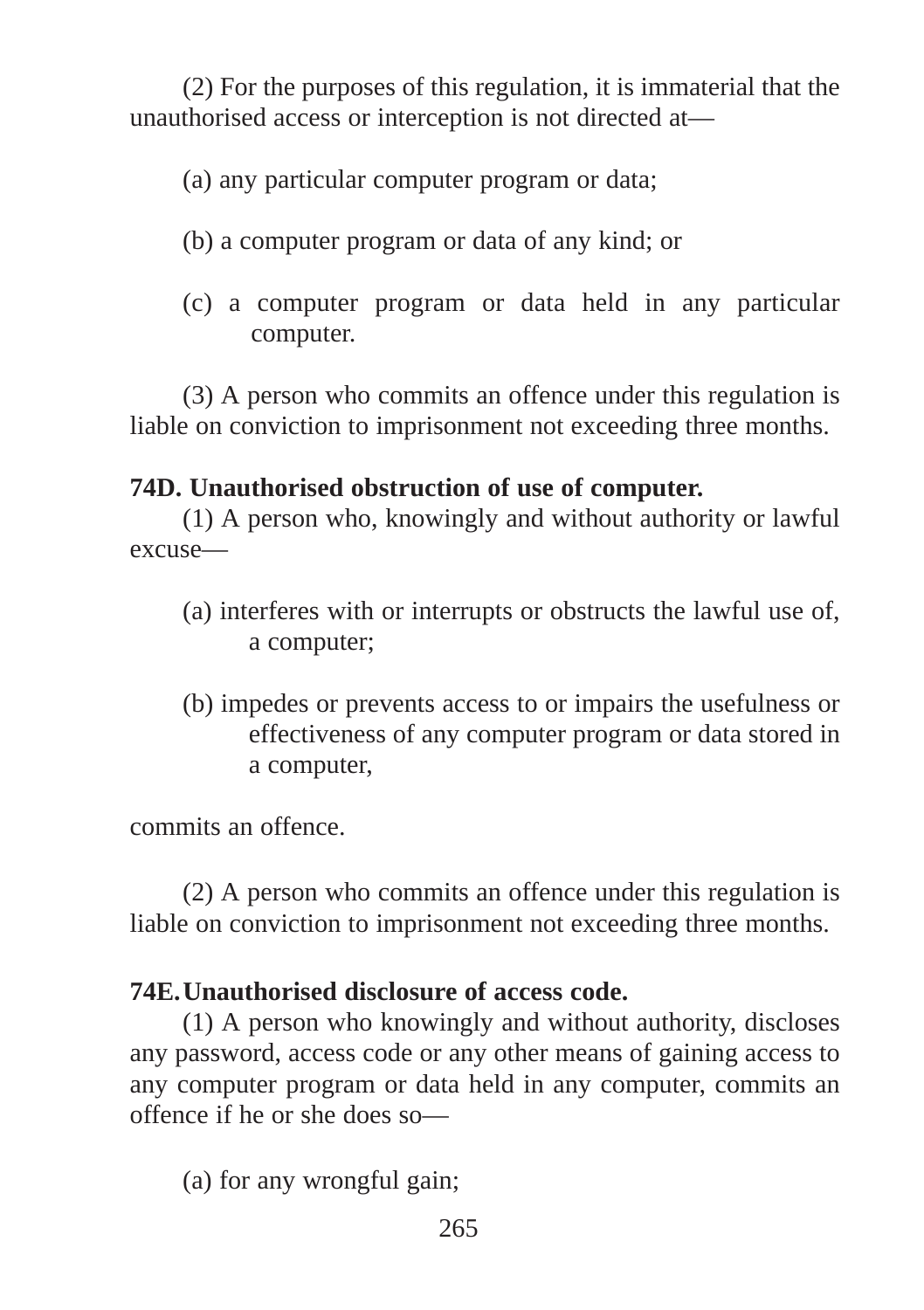(2) For the purposes of this regulation, it is immaterial that the unauthorised access or interception is not directed at—

(a) any particular computer program or data;

(b) a computer program or data of any kind; or

(c) a computer program or data held in any particular computer.

(3) A person who commits an offence under this regulation is liable on conviction to imprisonment not exceeding three months.

**74D. Unauthorised obstruction of use of computer.**

(1) A person who, knowingly and without authority or lawful excuse—

(a) interferes with or interrupts or obstructs the lawful use of, a computer;

(b) impedes or prevents access to or impairs the usefulness or effectiveness of any computer program or data stored in a computer,

commits an offence.

(2) A person who commits an offence under this regulation is liable on conviction to imprisonment not exceeding three months.

**74E. Unauthorised disclosure of access code.**

(1) A person who knowingly and without authority, discloses any password, access code or any other means of gaining access to any computer program or data held in any computer, commits an offence if he or she does so—

(a) for any wrongful gain;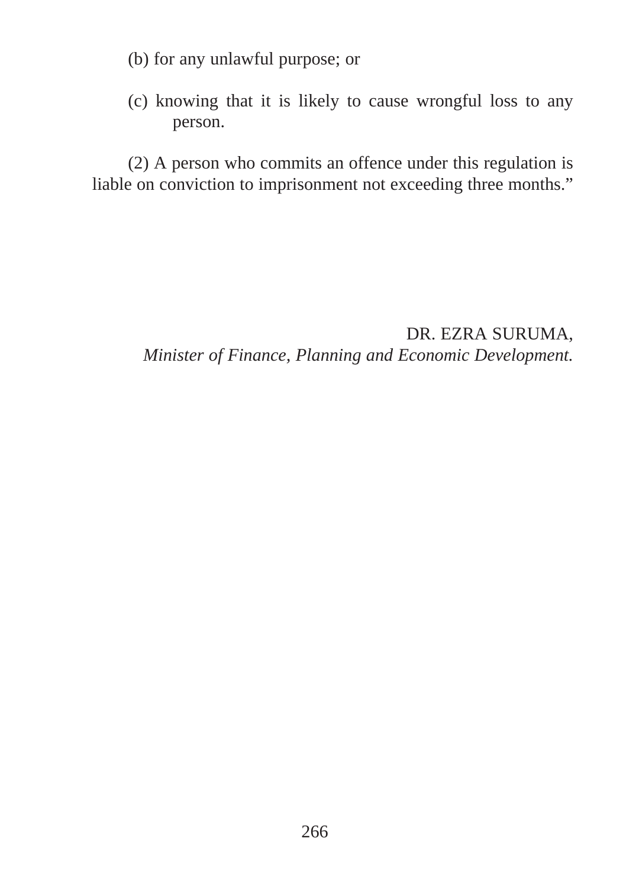(b) for any unlawful purpose; or

(c) knowing that it is likely to cause wrongful loss to any person.

(2) A person who commits an offence under this regulation is liable on conviction to imprisonment not exceeding three months.”

DR. EZRA SURUMA,
*Minister of Finance, Planning and Economic Development.*